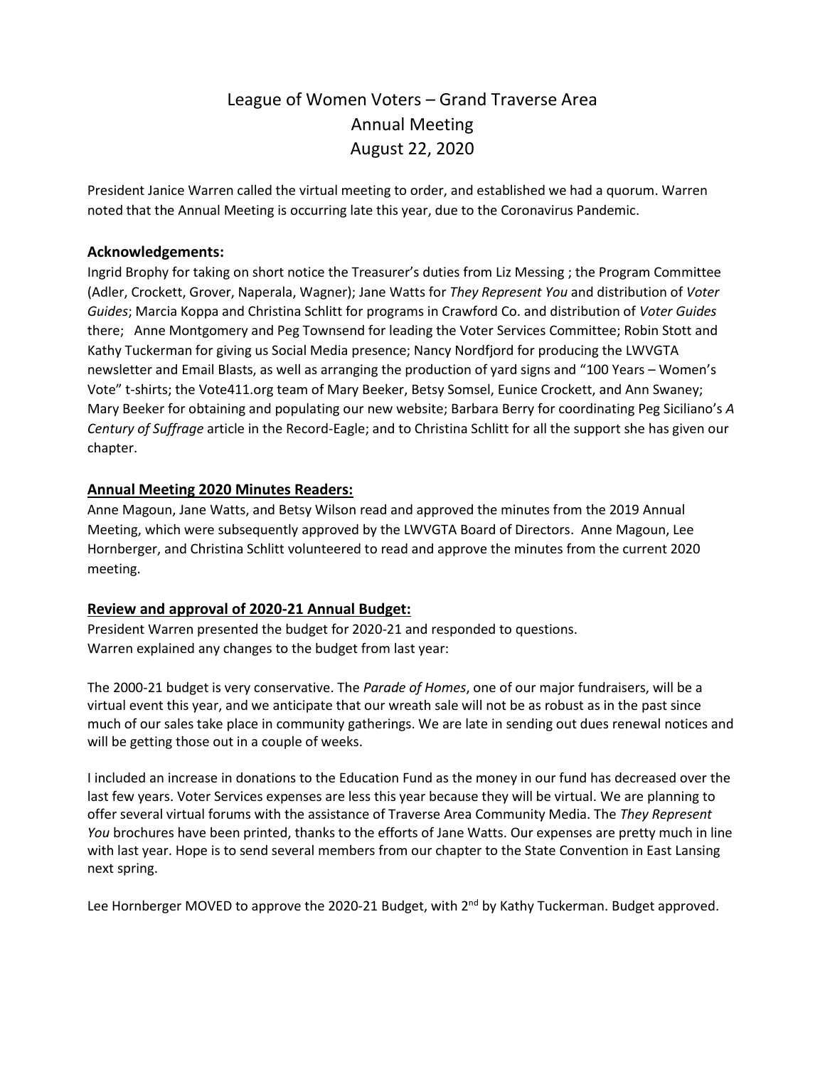# League of Women Voters – Grand Traverse Area
# Annual Meeting
# August 22, 2020

President Janice Warren called the virtual meeting to order, and established we had a quorum. Warren noted that the Annual Meeting is occurring late this year, due to the Coronavirus Pandemic.

### Acknowledgements:

Ingrid Brophy for taking on short notice the Treasurer's duties from Liz Messing ; the Program Committee (Adler, Crockett, Grover, Naperala, Wagner); Jane Watts for *They Represent You* and distribution of *Voter Guides*; Marcia Koppa and Christina Schlitt for programs in Crawford Co. and distribution of *Voter Guides* there; Anne Montgomery and Peg Townsend for leading the Voter Services Committee; Robin Stott and Kathy Tuckerman for giving us Social Media presence; Nancy Nordfjord for producing the LWVGTA newsletter and Email Blasts, as well as arranging the production of yard signs and "100 Years – Women's Vote" t-shirts; the Vote411.org team of Mary Beeker, Betsy Somsel, Eunice Crockett, and Ann Swaney; Mary Beeker for obtaining and populating our new website; Barbara Berry for coordinating Peg Siciliano's *A Century of Suffrage* article in the Record-Eagle; and to Christina Schlitt for all the support she has given our chapter.

### Annual Meeting 2020 Minutes Readers:

Anne Magoun, Jane Watts, and Betsy Wilson read and approved the minutes from the 2019 Annual Meeting, which were subsequently approved by the LWVGTA Board of Directors. Anne Magoun, Lee Hornberger, and Christina Schlitt volunteered to read and approve the minutes from the current 2020 meeting.

### Review and approval of 2020-21 Annual Budget:

President Warren presented the budget for 2020-21 and responded to questions.
Warren explained any changes to the budget from last year:

The 2000-21 budget is very conservative. The *Parade of Homes*, one of our major fundraisers, will be a virtual event this year, and we anticipate that our wreath sale will not be as robust as in the past since much of our sales take place in community gatherings. We are late in sending out dues renewal notices and will be getting those out in a couple of weeks.

I included an increase in donations to the Education Fund as the money in our fund has decreased over the last few years. Voter Services expenses are less this year because they will be virtual. We are planning to offer several virtual forums with the assistance of Traverse Area Community Media. The *They Represent You* brochures have been printed, thanks to the efforts of Jane Watts. Our expenses are pretty much in line with last year. Hope is to send several members from our chapter to the State Convention in East Lansing next spring.

Lee Hornberger MOVED to approve the 2020-21 Budget, with 2nd by Kathy Tuckerman. Budget approved.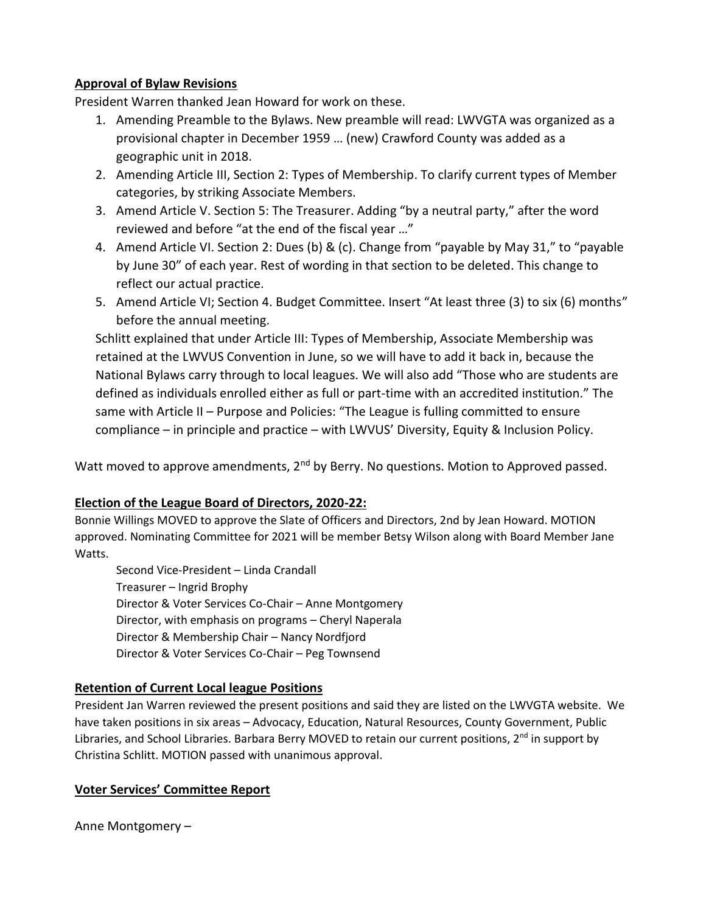**Approval of Bylaw Revisions**

President Warren thanked Jean Howard for work on these.

1. Amending Preamble to the Bylaws. New preamble will read: LWVGTA was organized as a provisional chapter in December 1959 … (new) Crawford County was added as a geographic unit in 2018.
2. Amending Article III, Section 2: Types of Membership. To clarify current types of Member categories, by striking Associate Members.
3. Amend Article V. Section 5: The Treasurer. Adding "by a neutral party," after the word reviewed and before "at the end of the fiscal year …"
4. Amend Article VI. Section 2: Dues (b) & (c). Change from "payable by May 31," to "payable by June 30" of each year. Rest of wording in that section to be deleted. This change to reflect our actual practice.
5. Amend Article VI; Section 4. Budget Committee. Insert "At least three (3) to six (6) months" before the annual meeting.

Schlitt explained that under Article III: Types of Membership, Associate Membership was retained at the LWVUS Convention in June, so we will have to add it back in, because the National Bylaws carry through to local leagues. We will also add "Those who are students are defined as individuals enrolled either as full or part-time with an accredited institution." The same with Article II – Purpose and Policies: "The League is fulling committed to ensure compliance – in principle and practice – with LWVUS' Diversity, Equity & Inclusion Policy.

Watt moved to approve amendments, 2nd by Berry. No questions. Motion to Approved passed.

**Election of the League Board of Directors, 2020-22:**

Bonnie Willings MOVED to approve the Slate of Officers and Directors, 2nd by Jean Howard. MOTION approved. Nominating Committee for 2021 will be member Betsy Wilson along with Board Member Jane Watts.

Second Vice-President – Linda Crandall
Treasurer – Ingrid Brophy
Director & Voter Services Co-Chair – Anne Montgomery
Director, with emphasis on programs – Cheryl Naperala
Director & Membership Chair – Nancy Nordfjord
Director & Voter Services Co-Chair – Peg Townsend

**Retention of Current Local league Positions**

President Jan Warren reviewed the present positions and said they are listed on the LWVGTA website. We have taken positions in six areas – Advocacy, Education, Natural Resources, County Government, Public Libraries, and School Libraries. Barbara Berry MOVED to retain our current positions, 2nd in support by Christina Schlitt. MOTION passed with unanimous approval.

**Voter Services' Committee Report**

Anne Montgomery –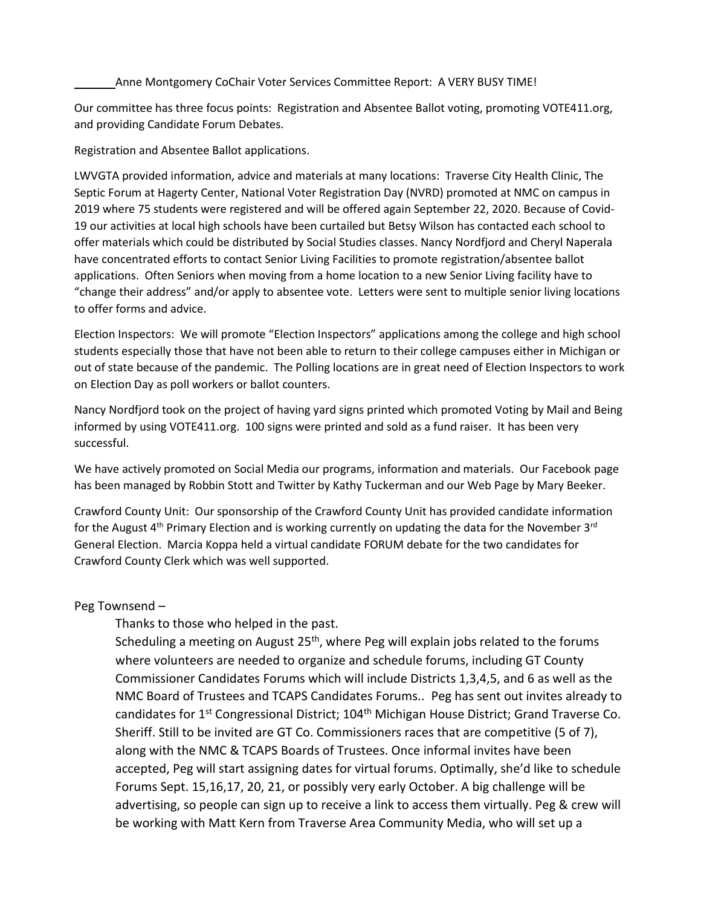Anne Montgomery CoChair Voter Services Committee Report: A VERY BUSY TIME!

Our committee has three focus points: Registration and Absentee Ballot voting, promoting VOTE411.org, and providing Candidate Forum Debates.

Registration and Absentee Ballot applications.

LWVGTA provided information, advice and materials at many locations: Traverse City Health Clinic, The Septic Forum at Hagerty Center, National Voter Registration Day (NVRD) promoted at NMC on campus in 2019 where 75 students were registered and will be offered again September 22, 2020. Because of Covid-19 our activities at local high schools have been curtailed but Betsy Wilson has contacted each school to offer materials which could be distributed by Social Studies classes. Nancy Nordfjord and Cheryl Naperala have concentrated efforts to contact Senior Living Facilities to promote registration/absentee ballot applications. Often Seniors when moving from a home location to a new Senior Living facility have to "change their address" and/or apply to absentee vote. Letters were sent to multiple senior living locations to offer forms and advice.

Election Inspectors: We will promote "Election Inspectors" applications among the college and high school students especially those that have not been able to return to their college campuses either in Michigan or out of state because of the pandemic. The Polling locations are in great need of Election Inspectors to work on Election Day as poll workers or ballot counters.

Nancy Nordfjord took on the project of having yard signs printed which promoted Voting by Mail and Being informed by using VOTE411.org. 100 signs were printed and sold as a fund raiser. It has been very successful.

We have actively promoted on Social Media our programs, information and materials. Our Facebook page has been managed by Robbin Stott and Twitter by Kathy Tuckerman and our Web Page by Mary Beeker.

Crawford County Unit: Our sponsorship of the Crawford County Unit has provided candidate information for the August 4th Primary Election and is working currently on updating the data for the November 3rd General Election. Marcia Koppa held a virtual candidate FORUM debate for the two candidates for Crawford County Clerk which was well supported.

Peg Townsend –

Thanks to those who helped in the past.
Scheduling a meeting on August 25th, where Peg will explain jobs related to the forums where volunteers are needed to organize and schedule forums, including GT County Commissioner Candidates Forums which will include Districts 1,3,4,5, and 6 as well as the NMC Board of Trustees and TCAPS Candidates Forums.. Peg has sent out invites already to candidates for 1st Congressional District; 104th Michigan House District; Grand Traverse Co. Sheriff. Still to be invited are GT Co. Commissioners races that are competitive (5 of 7), along with the NMC & TCAPS Boards of Trustees. Once informal invites have been accepted, Peg will start assigning dates for virtual forums. Optimally, she'd like to schedule Forums Sept. 15,16,17, 20, 21, or possibly very early October. A big challenge will be advertising, so people can sign up to receive a link to access them virtually. Peg & crew will be working with Matt Kern from Traverse Area Community Media, who will set up a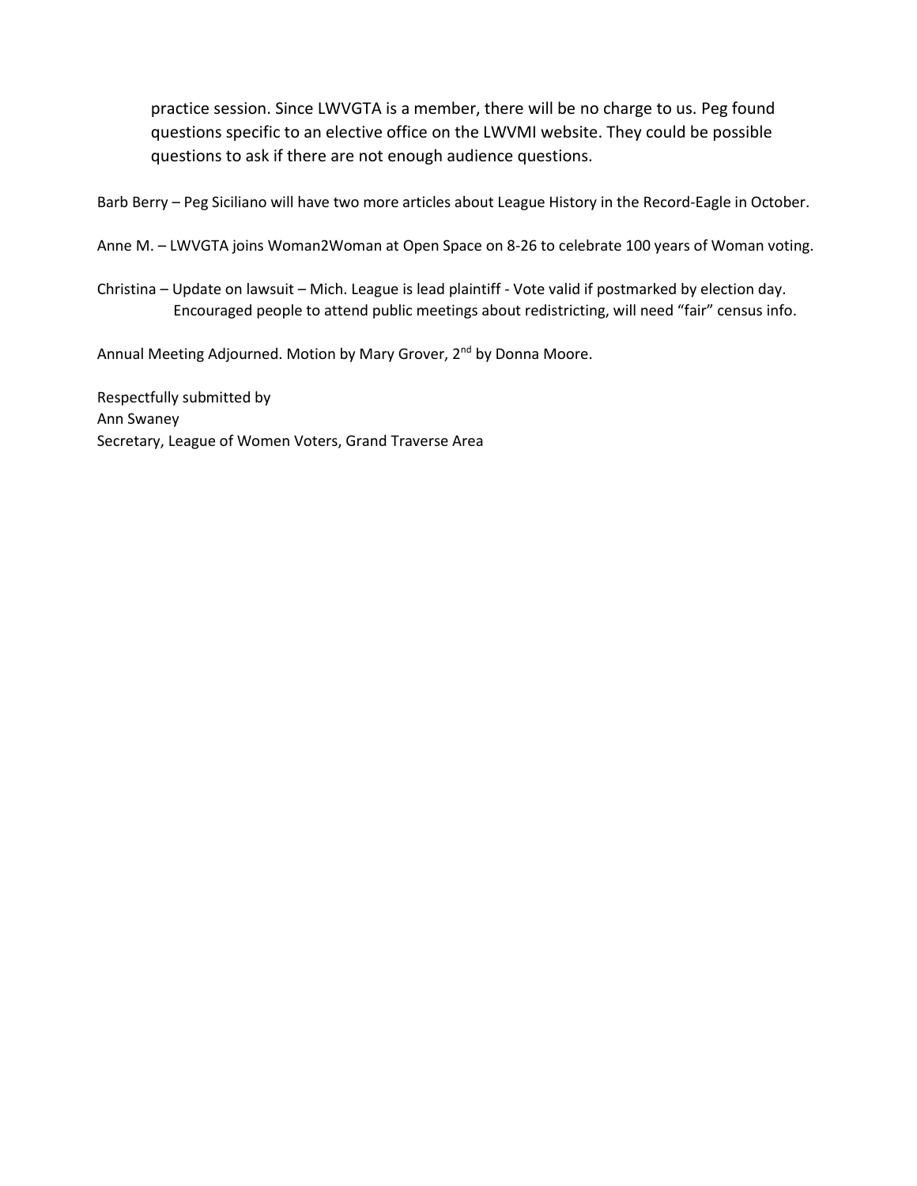practice session. Since LWVGTA is a member, there will be no charge to us. Peg found questions specific to an elective office on the LWVMI website. They could be possible questions to ask if there are not enough audience questions.

Barb Berry – Peg Siciliano will have two more articles about League History in the Record-Eagle in October.

Anne M. – LWVGTA joins Woman2Woman at Open Space on 8-26 to celebrate 100 years of Woman voting.

Christina – Update on lawsuit – Mich. League is lead plaintiff - Vote valid if postmarked by election day. Encouraged people to attend public meetings about redistricting, will need "fair" census info.

Annual Meeting Adjourned. Motion by Mary Grover, 2nd by Donna Moore.

Respectfully submitted by
Ann Swaney
Secretary, League of Women Voters, Grand Traverse Area